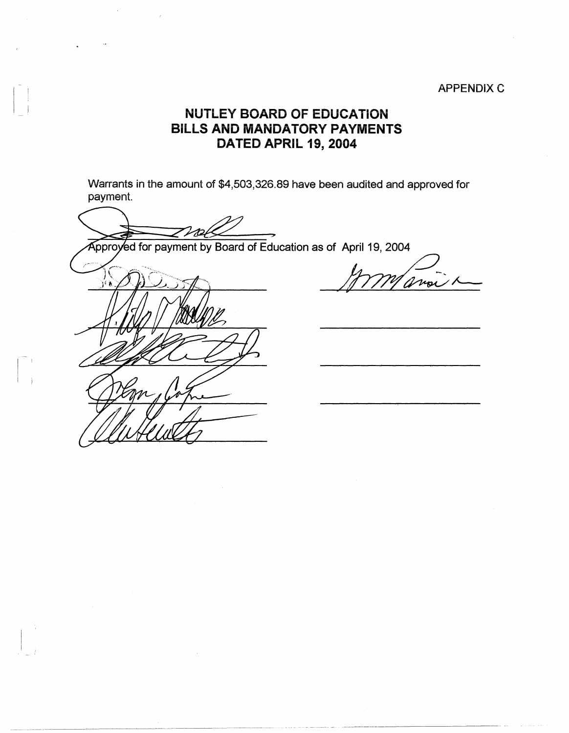APPENDIX C

# NUTLEY BOARD OF EDUCATION
# BILLS AND MANDATORY PAYMENTS
# DATED APRIL 19, 2004

Warrants in the amount of $4,503,326.89 have been audited and approved for payment.

Approved for payment by Board of Education as of April 19, 2004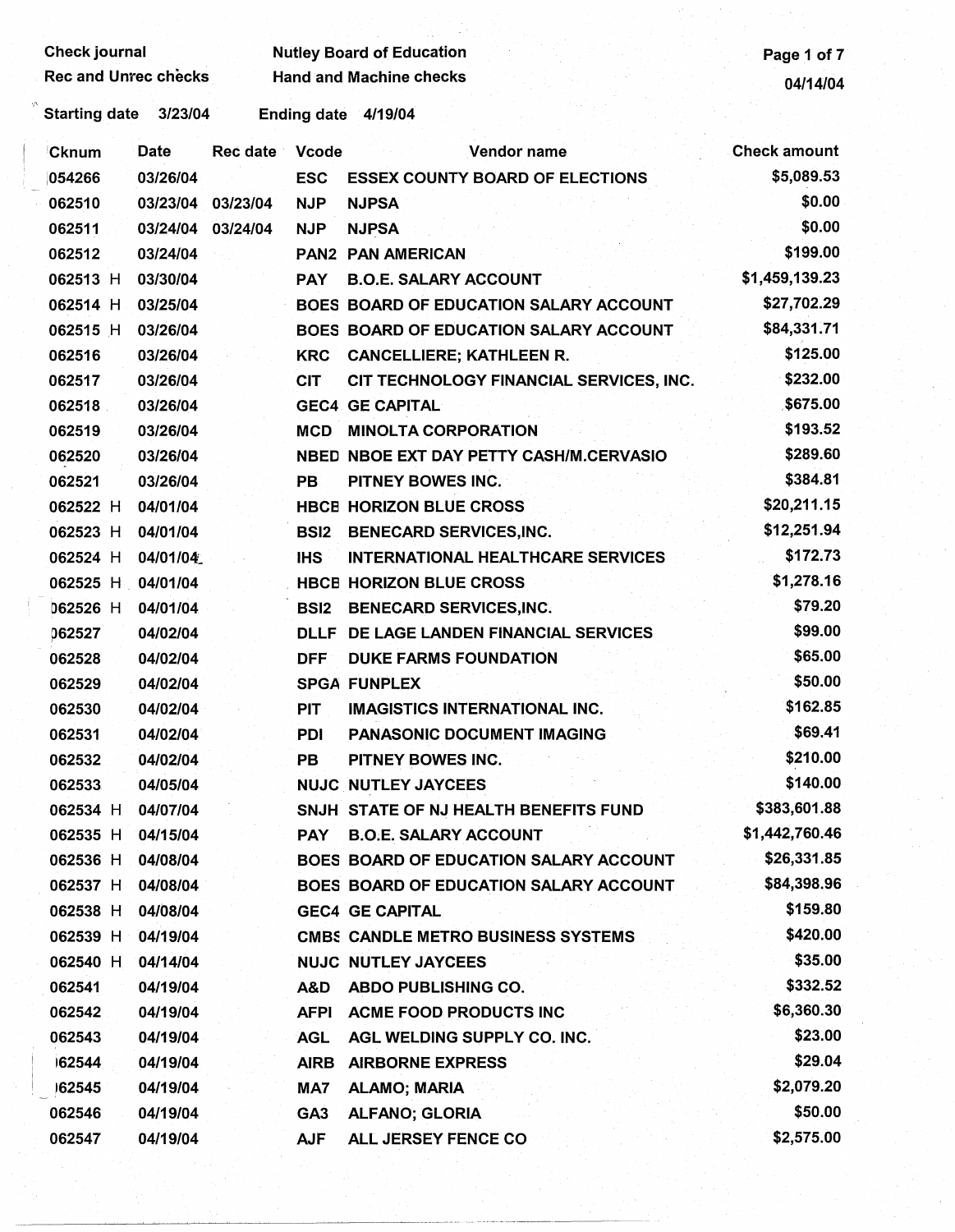Check journal | Nutley Board of Education
Rec and Unrec checks | Hand and Machine checks

04/14/04

Starting date 3/23/04 Ending date 4/19/04

| Cknum | Date | Rec date | Vcode | Vendor name | Check amount |
|---|---|---|---|---|---|
| 054266 | 03/26/04 | | ESC | ESSEX COUNTY BOARD OF ELECTIONS | $5,089.53 |
| 062510 | 03/23/04 | 03/23/04 | NJP | NJPSA | $0.00 |
| 062511 | 03/24/04 | 03/24/04 | NJP | NJPSA | $0.00 |
| 062512 | 03/24/04 | | PAN2 | PAN AMERICAN | $199.00 |
| 062513 H | 03/30/04 | | PAY | B.O.E. SALARY ACCOUNT | $1,459,139.23 |
| 062514 H | 03/25/04 | | BOES | BOARD OF EDUCATION SALARY ACCOUNT | $27,702.29 |
| 062515 H | 03/26/04 | | BOES | BOARD OF EDUCATION SALARY ACCOUNT | $84,331.71 |
| 062516 | 03/26/04 | | KRC | CANCELLIERE; KATHLEEN R. | $125.00 |
| 062517 | 03/26/04 | | CIT | CIT TECHNOLOGY FINANCIAL SERVICES, INC. | $232.00 |
| 062518 | 03/26/04 | | GEC4 | GE CAPITAL | $675.00 |
| 062519 | 03/26/04 | | MCD | MINOLTA CORPORATION | $193.52 |
| 062520 | 03/26/04 | | NBED | NBOE EXT DAY PETTY CASH/M.CERVASIO | $289.60 |
| 062521 | 03/26/04 | | PB | PITNEY BOWES INC. | $384.81 |
| 062522 H | 04/01/04 | | HBCE | HORIZON BLUE CROSS | $20,211.15 |
| 062523 H | 04/01/04 | | BSI2 | BENECARD SERVICES,INC. | $12,251.94 |
| 062524 H | 04/01/04 | | IHS | INTERNATIONAL HEALTHCARE SERVICES | $172.73 |
| 062525 H | 04/01/04 | | HBCE | HORIZON BLUE CROSS | $1,278.16 |
| 062526 H | 04/01/04 | | BSI2 | BENECARD SERVICES,INC. | $79.20 |
| 062527 | 04/02/04 | | DLLF | DE LAGE LANDEN FINANCIAL SERVICES | $99.00 |
| 062528 | 04/02/04 | | DFF | DUKE FARMS FOUNDATION | $65.00 |
| 062529 | 04/02/04 | | SPGA | FUNPLEX | $50.00 |
| 062530 | 04/02/04 | | PIT | IMAGISTICS INTERNATIONAL INC. | $162.85 |
| 062531 | 04/02/04 | | PDI | PANASONIC DOCUMENT IMAGING | $69.41 |
| 062532 | 04/02/04 | | PB | PITNEY BOWES INC. | $210.00 |
| 062533 | 04/05/04 | | NUJC | NUTLEY JAYCEES | $140.00 |
| 062534 H | 04/07/04 | | SNJH | STATE OF NJ HEALTH BENEFITS FUND | $383,601.88 |
| 062535 H | 04/15/04 | | PAY | B.O.E. SALARY ACCOUNT | $1,442,760.46 |
| 062536 H | 04/08/04 | | BOES | BOARD OF EDUCATION SALARY ACCOUNT | $26,331.85 |
| 062537 H | 04/08/04 | | BOES | BOARD OF EDUCATION SALARY ACCOUNT | $84,398.96 |
| 062538 H | 04/08/04 | | GEC4 | GE CAPITAL | $159.80 |
| 062539 H | 04/19/04 | | CMBS | CANDLE METRO BUSINESS SYSTEMS | $420.00 |
| 062540 H | 04/14/04 | | NUJC | NUTLEY JAYCEES | $35.00 |
| 062541 | 04/19/04 | | A&D | ABDO PUBLISHING CO. | $332.52 |
| 062542 | 04/19/04 | | AFPI | ACME FOOD PRODUCTS INC | $6,360.30 |
| 062543 | 04/19/04 | | AGL | AGL WELDING SUPPLY CO. INC. | $23.00 |
| 062544 | 04/19/04 | | AIRB | AIRBORNE EXPRESS | $29.04 |
| 062545 | 04/19/04 | | MA7 | ALAMO; MARIA | $2,079.20 |
| 062546 | 04/19/04 | | GA3 | ALFANO; GLORIA | $50.00 |
| 062547 | 04/19/04 | | AJF | ALL JERSEY FENCE CO | $2,575.00 |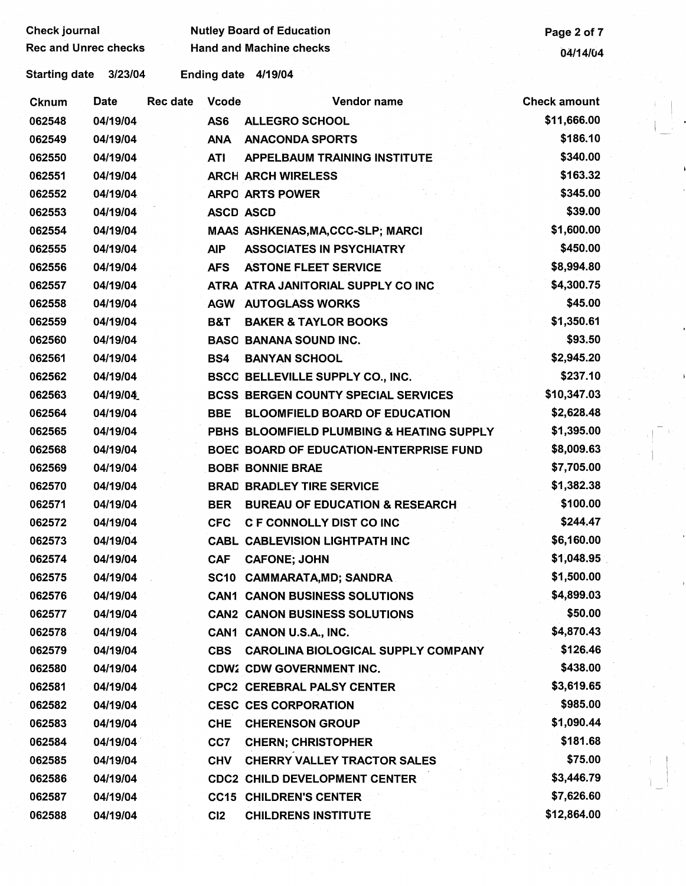Check journal
Rec and Unrec checks

Nutley Board of Education
Hand and Machine checks

04/14/04

Starting date 3/23/04 Ending date 4/19/04

| Cknum | Date | Rec date | Vcode | Vendor name | Check amount |
|---|---|---|---|---|---|
| 062548 | 04/19/04 | | AS6 | ALLEGRO SCHOOL | $11,666.00 |
| 062549 | 04/19/04 | | ANA | ANACONDA SPORTS | $186.10 |
| 062550 | 04/19/04 | | ATI | APPELBAUM TRAINING INSTITUTE | $340.00 |
| 062551 | 04/19/04 | | ARCH | ARCH WIRELESS | $163.32 |
| 062552 | 04/19/04 | | ARPO | ARTS POWER | $345.00 |
| 062553 | 04/19/04 | | ASCD | ASCD | $39.00 |
| 062554 | 04/19/04 | | MAAS | ASHKENAS,MA,CCC-SLP; MARCI | $1,600.00 |
| 062555 | 04/19/04 | | AIP | ASSOCIATES IN PSYCHIATRY | $450.00 |
| 062556 | 04/19/04 | | AFS | ASTONE FLEET SERVICE | $8,994.80 |
| 062557 | 04/19/04 | | ATRA | ATRA JANITORIAL SUPPLY CO INC | $4,300.75 |
| 062558 | 04/19/04 | | AGW | AUTOGLASS WORKS | $45.00 |
| 062559 | 04/19/04 | | B&T | BAKER & TAYLOR BOOKS | $1,350.61 |
| 062560 | 04/19/04 | | BASO | BANANA SOUND INC. | $93.50 |
| 062561 | 04/19/04 | | BS4 | BANYAN SCHOOL | $2,945.20 |
| 062562 | 04/19/04 | | BSCC | BELLEVILLE SUPPLY CO., INC. | $237.10 |
| 062563 | 04/19/04 | | BCSS | BERGEN COUNTY SPECIAL SERVICES | $10,347.03 |
| 062564 | 04/19/04 | | BBE | BLOOMFIELD BOARD OF EDUCATION | $2,628.48 |
| 062565 | 04/19/04 | | PBHS | BLOOMFIELD PLUMBING & HEATING SUPPLY | $1,395.00 |
| 062568 | 04/19/04 | | BOEC | BOARD OF EDUCATION-ENTERPRISE FUND | $8,009.63 |
| 062569 | 04/19/04 | | BOBF | BONNIE BRAE | $7,705.00 |
| 062570 | 04/19/04 | | BRAD | BRADLEY TIRE SERVICE | $1,382.38 |
| 062571 | 04/19/04 | | BER | BUREAU OF EDUCATION & RESEARCH | $100.00 |
| 062572 | 04/19/04 | | CFC | C F CONNOLLY DIST CO INC | $244.47 |
| 062573 | 04/19/04 | | CABL | CABLEVISION LIGHTPATH INC | $6,160.00 |
| 062574 | 04/19/04 | | CAF | CAFONE; JOHN | $1,048.95 |
| 062575 | 04/19/04 | | SC10 | CAMMARATA,MD; SANDRA | $1,500.00 |
| 062576 | 04/19/04 | | CAN1 | CANON BUSINESS SOLUTIONS | $4,899.03 |
| 062577 | 04/19/04 | | CAN2 | CANON BUSINESS SOLUTIONS | $50.00 |
| 062578 | 04/19/04 | | CAN1 | CANON U.S.A., INC. | $4,870.43 |
| 062579 | 04/19/04 | | CBS | CAROLINA BIOLOGICAL SUPPLY COMPANY | $126.46 |
| 062580 | 04/19/04 | | CDW2 | CDW GOVERNMENT INC. | $438.00 |
| 062581 | 04/19/04 | | CPC2 | CEREBRAL PALSY CENTER | $3,619.65 |
| 062582 | 04/19/04 | | CESC | CES CORPORATION | $985.00 |
| 062583 | 04/19/04 | | CHE | CHERENSON GROUP | $1,090.44 |
| 062584 | 04/19/04 | | CC7 | CHERN; CHRISTOPHER | $181.68 |
| 062585 | 04/19/04 | | CHV | CHERRY VALLEY TRACTOR SALES | $75.00 |
| 062586 | 04/19/04 | | CDC2 | CHILD DEVELOPMENT CENTER | $3,446.79 |
| 062587 | 04/19/04 | | CC15 | CHILDREN'S CENTER | $7,626.60 |
| 062588 | 04/19/04 | | CI2 | CHILDRENS INSTITUTE | $12,864.00 |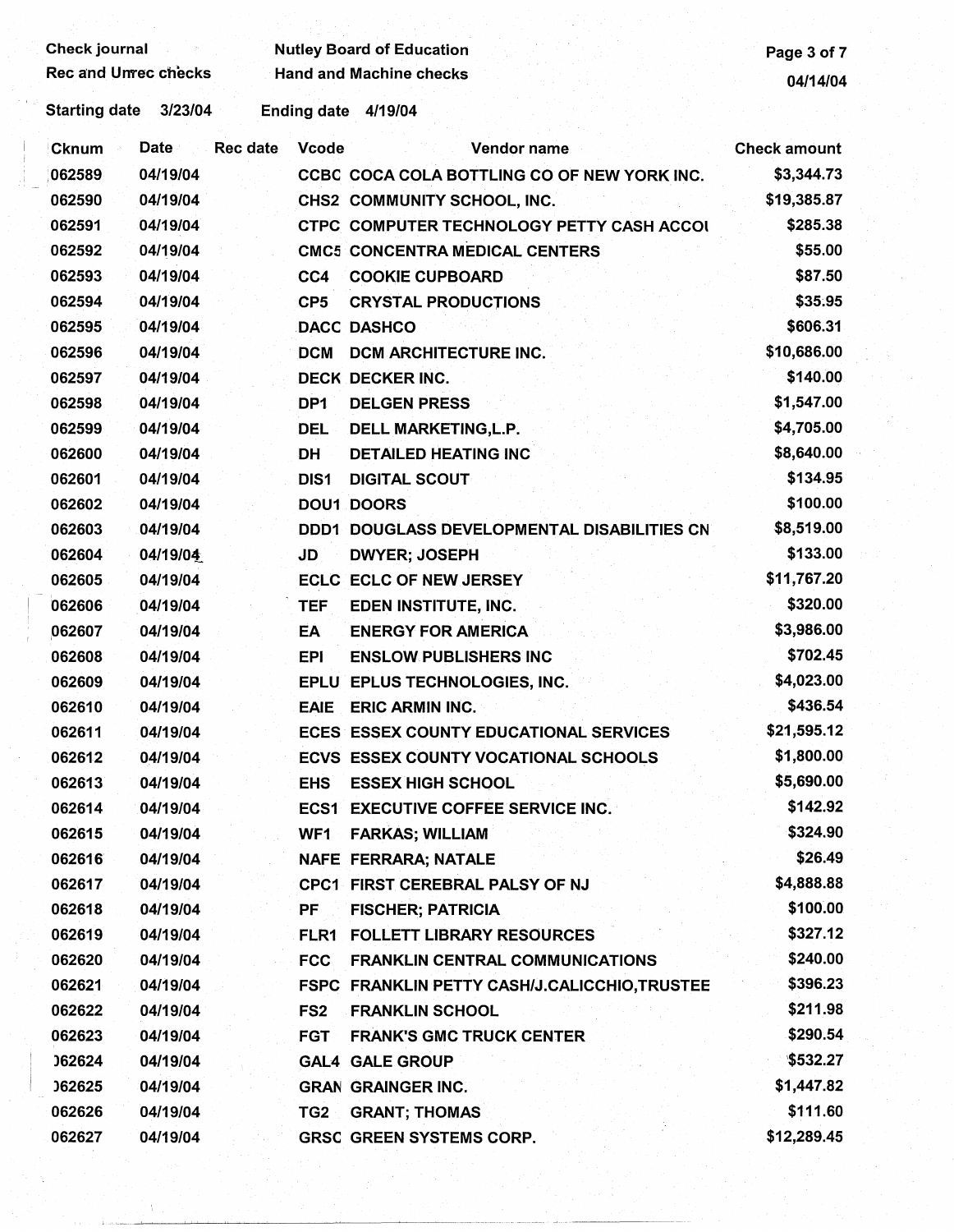Check journal | Nutley Board of Education
Rec and Unrec checks | Hand and Machine checks

Starting date 3/23/04 Ending date 4/19/04

| Cknum | Date | Rec date | Vcode | Vendor name | Check amount |
|---|---|---|---|---|---|
| 062589 | 04/19/04 | | CCBC | COCA COLA BOTTLING CO OF NEW YORK INC. | $3,344.73 |
| 062590 | 04/19/04 | | CHS2 | COMMUNITY SCHOOL, INC. | $19,385.87 |
| 062591 | 04/19/04 | | CTPC | COMPUTER TECHNOLOGY PETTY CASH ACCOI | $285.38 |
| 062592 | 04/19/04 | | CMC5 | CONCENTRA MEDICAL CENTERS | $55.00 |
| 062593 | 04/19/04 | | CC4 | COOKIE CUPBOARD | $87.50 |
| 062594 | 04/19/04 | | CP5 | CRYSTAL PRODUCTIONS | $35.95 |
| 062595 | 04/19/04 | | DACC | DASHCO | $606.31 |
| 062596 | 04/19/04 | | DCM | DCM ARCHITECTURE INC. | $10,686.00 |
| 062597 | 04/19/04 | | DECK | DECKER INC. | $140.00 |
| 062598 | 04/19/04 | | DP1 | DELGEN PRESS | $1,547.00 |
| 062599 | 04/19/04 | | DEL | DELL MARKETING,L.P. | $4,705.00 |
| 062600 | 04/19/04 | | DH | DETAILED HEATING INC | $8,640.00 |
| 062601 | 04/19/04 | | DIS1 | DIGITAL SCOUT | $134.95 |
| 062602 | 04/19/04 | | DOU1 | DOORS | $100.00 |
| 062603 | 04/19/04 | | DDD1 | DOUGLASS DEVELOPMENTAL DISABILITIES CN | $8,519.00 |
| 062604 | 04/19/04 | | JD | DWYER; JOSEPH | $133.00 |
| 062605 | 04/19/04 | | ECLC | ECLC OF NEW JERSEY | $11,767.20 |
| 062606 | 04/19/04 | | TEF | EDEN INSTITUTE, INC. | $320.00 |
| 062607 | 04/19/04 | | EA | ENERGY FOR AMERICA | $3,986.00 |
| 062608 | 04/19/04 | | EPI | ENSLOW PUBLISHERS INC | $702.45 |
| 062609 | 04/19/04 | | EPLU | EPLUS TECHNOLOGIES, INC. | $4,023.00 |
| 062610 | 04/19/04 | | EAIE | ERIC ARMIN INC. | $436.54 |
| 062611 | 04/19/04 | | ECES | ESSEX COUNTY EDUCATIONAL SERVICES | $21,595.12 |
| 062612 | 04/19/04 | | ECVS | ESSEX COUNTY VOCATIONAL SCHOOLS | $1,800.00 |
| 062613 | 04/19/04 | | EHS | ESSEX HIGH SCHOOL | $5,690.00 |
| 062614 | 04/19/04 | | ECS1 | EXECUTIVE COFFEE SERVICE INC. | $142.92 |
| 062615 | 04/19/04 | | WF1 | FARKAS; WILLIAM | $324.90 |
| 062616 | 04/19/04 | | NAFE | FERRARA; NATALE | $26.49 |
| 062617 | 04/19/04 | | CPC1 | FIRST CEREBRAL PALSY OF NJ | $4,888.88 |
| 062618 | 04/19/04 | | PF | FISCHER; PATRICIA | $100.00 |
| 062619 | 04/19/04 | | FLR1 | FOLLETT LIBRARY RESOURCES | $327.12 |
| 062620 | 04/19/04 | | FCC | FRANKLIN CENTRAL COMMUNICATIONS | $240.00 |
| 062621 | 04/19/04 | | FSPC | FRANKLIN PETTY CASH/J.CALICCHIO,TRUSTEE | $396.23 |
| 062622 | 04/19/04 | | FS2 | FRANKLIN SCHOOL | $211.98 |
| 062623 | 04/19/04 | | FGT | FRANK'S GMC TRUCK CENTER | $290.54 |
| 062624 | 04/19/04 | | GAL4 | GALE GROUP | $532.27 |
| 062625 | 04/19/04 | | GRAN | GRAINGER INC. | $1,447.82 |
| 062626 | 04/19/04 | | TG2 | GRANT; THOMAS | $111.60 |
| 062627 | 04/19/04 | | GRSC | GREEN SYSTEMS CORP. | $12,289.45 |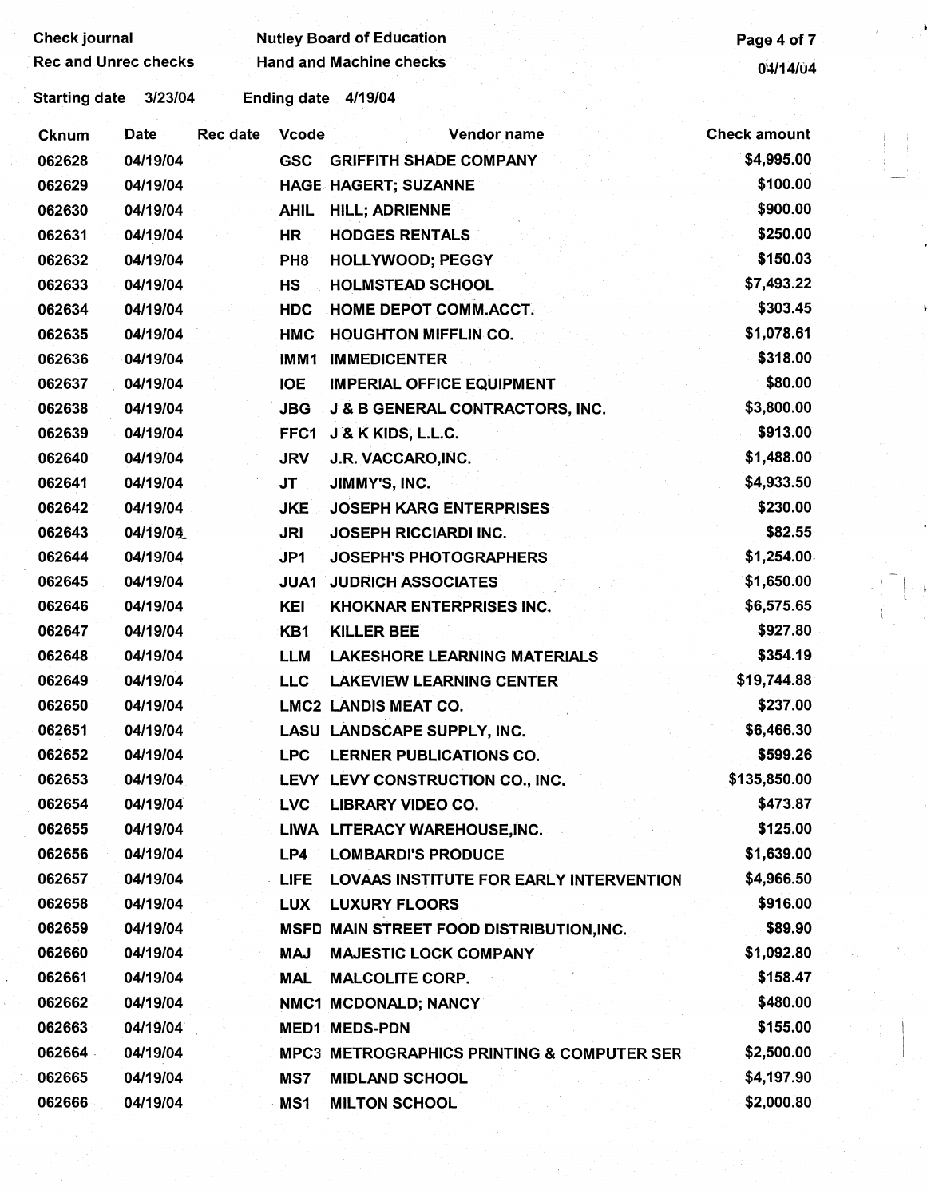Check journal | Nutley Board of Education
Rec and Unrec checks | Hand and Machine checks

Starting date 3/23/04 Ending date 4/19/04

| Cknum | Date | Rec date | Vcode | Vendor name | Check amount |
|---|---|---|---|---|---|
| 062628 | 04/19/04 | | GSC | GRIFFITH SHADE COMPANY | $4,995.00 |
| 062629 | 04/19/04 | | HAGE | HAGERT; SUZANNE | $100.00 |
| 062630 | 04/19/04 | | AHIL | HILL; ADRIENNE | $900.00 |
| 062631 | 04/19/04 | | HR | HODGES RENTALS | $250.00 |
| 062632 | 04/19/04 | | PH8 | HOLLYWOOD; PEGGY | $150.03 |
| 062633 | 04/19/04 | | HS | HOLMSTEAD SCHOOL | $7,493.22 |
| 062634 | 04/19/04 | | HDC | HOME DEPOT COMM.ACCT. | $303.45 |
| 062635 | 04/19/04 | | HMC | HOUGHTON MIFFLIN CO. | $1,078.61 |
| 062636 | 04/19/04 | | IMM1 | IMMEDICENTER | $318.00 |
| 062637 | 04/19/04 | | IOE | IMPERIAL OFFICE EQUIPMENT | $80.00 |
| 062638 | 04/19/04 | | JBG | J & B GENERAL CONTRACTORS, INC. | $3,800.00 |
| 062639 | 04/19/04 | | FFC1 | J & K KIDS, L.L.C. | $913.00 |
| 062640 | 04/19/04 | | JRV | J.R. VACCARO,INC. | $1,488.00 |
| 062641 | 04/19/04 | | JT | JIMMY'S, INC. | $4,933.50 |
| 062642 | 04/19/04 | | JKE | JOSEPH KARG ENTERPRISES | $230.00 |
| 062643 | 04/19/04 | | JRI | JOSEPH RICCIARDI INC. | $82.55 |
| 062644 | 04/19/04 | | JP1 | JOSEPH'S PHOTOGRAPHERS | $1,254.00 |
| 062645 | 04/19/04 | | JUA1 | JUDRICH ASSOCIATES | $1,650.00 |
| 062646 | 04/19/04 | | KEI | KHOKNAR ENTERPRISES INC. | $6,575.65 |
| 062647 | 04/19/04 | | KB1 | KILLER BEE | $927.80 |
| 062648 | 04/19/04 | | LLM | LAKESHORE LEARNING MATERIALS | $354.19 |
| 062649 | 04/19/04 | | LLC | LAKEVIEW LEARNING CENTER | $19,744.88 |
| 062650 | 04/19/04 | | LMC2 | LANDIS MEAT CO. | $237.00 |
| 062651 | 04/19/04 | | LASU | LANDSCAPE SUPPLY, INC. | $6,466.30 |
| 062652 | 04/19/04 | | LPC | LERNER PUBLICATIONS CO. | $599.26 |
| 062653 | 04/19/04 | | LEVY | LEVY CONSTRUCTION CO., INC. | $135,850.00 |
| 062654 | 04/19/04 | | LVC | LIBRARY VIDEO CO. | $473.87 |
| 062655 | 04/19/04 | | LIWA | LITERACY WAREHOUSE,INC. | $125.00 |
| 062656 | 04/19/04 | | LP4 | LOMBARDI'S PRODUCE | $1,639.00 |
| 062657 | 04/19/04 | | LIFE | LOVAAS INSTITUTE FOR EARLY INTERVENTION | $4,966.50 |
| 062658 | 04/19/04 | | LUX | LUXURY FLOORS | $916.00 |
| 062659 | 04/19/04 | | MSFD | MAIN STREET FOOD DISTRIBUTION,INC. | $89.90 |
| 062660 | 04/19/04 | | MAJ | MAJESTIC LOCK COMPANY | $1,092.80 |
| 062661 | 04/19/04 | | MAL | MALCOLITE CORP. | $158.47 |
| 062662 | 04/19/04 | | NMC1 | MCDONALD; NANCY | $480.00 |
| 062663 | 04/19/04 | | MED1 | MEDS-PDN | $155.00 |
| 062664 | 04/19/04 | | MPC3 | METROGRAPHICS PRINTING & COMPUTER SER | $2,500.00 |
| 062665 | 04/19/04 | | MS7 | MIDLAND SCHOOL | $4,197.90 |
| 062666 | 04/19/04 | | MS1 | MILTON SCHOOL | $2,000.80 |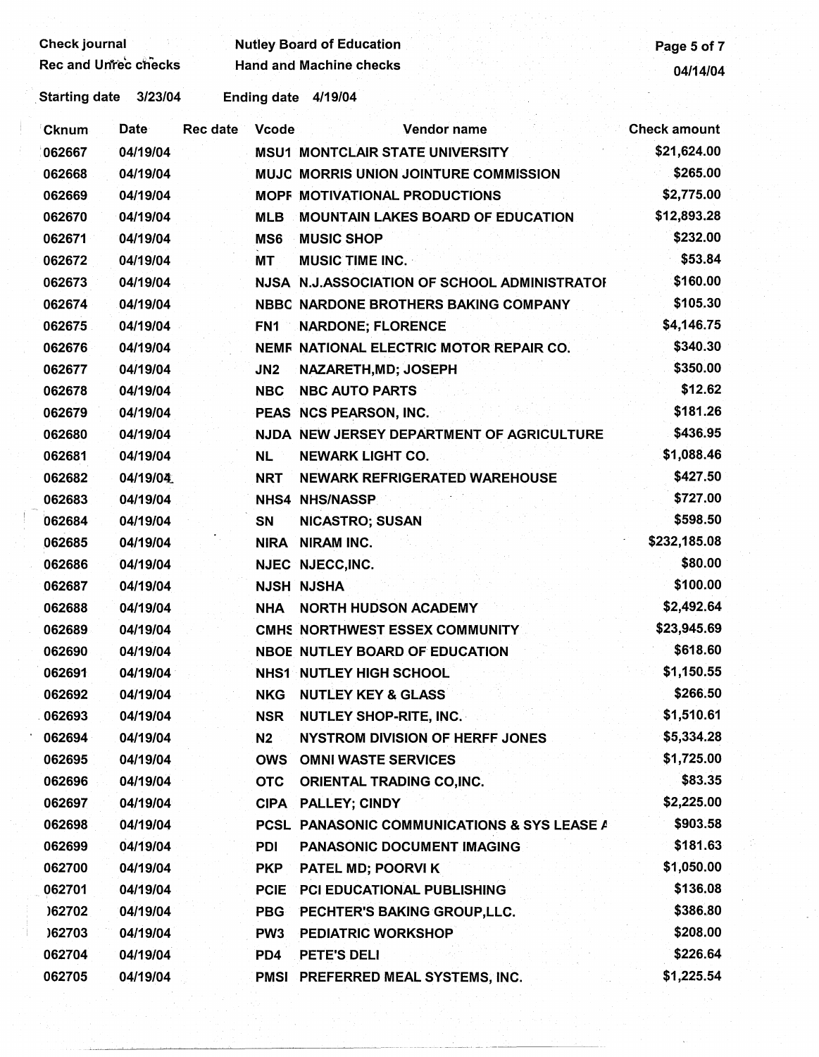Check journal | Nutley Board of Education
Rec and Unrec checks | Hand and Machine checks

04/14/04

Starting date 3/23/04 Ending date 4/19/04

| Cknum | Date | Rec date | Vcode | Vendor name | Check amount |
|---|---|---|---|---|---|
| 062667 | 04/19/04 | | MSU1 | MONTCLAIR STATE UNIVERSITY | $21,624.00 |
| 062668 | 04/19/04 | | MUJC | MORRIS UNION JOINTURE COMMISSION | $265.00 |
| 062669 | 04/19/04 | | MOPF | MOTIVATIONAL PRODUCTIONS | $2,775.00 |
| 062670 | 04/19/04 | | MLB | MOUNTAIN LAKES BOARD OF EDUCATION | $12,893.28 |
| 062671 | 04/19/04 | | MS6 | MUSIC SHOP | $232.00 |
| 062672 | 04/19/04 | | MT | MUSIC TIME INC. | $53.84 |
| 062673 | 04/19/04 | | NJSA | N.J.ASSOCIATION OF SCHOOL ADMINISTRATOI | $160.00 |
| 062674 | 04/19/04 | | NBBC | NARDONE BROTHERS BAKING COMPANY | $105.30 |
| 062675 | 04/19/04 | | FN1 | NARDONE; FLORENCE | $4,146.75 |
| 062676 | 04/19/04 | | NEMF | NATIONAL ELECTRIC MOTOR REPAIR CO. | $340.30 |
| 062677 | 04/19/04 | | JN2 | NAZARETH,MD; JOSEPH | $350.00 |
| 062678 | 04/19/04 | | NBC | NBC AUTO PARTS | $12.62 |
| 062679 | 04/19/04 | | PEAS | NCS PEARSON, INC. | $181.26 |
| 062680 | 04/19/04 | | NJDA | NEW JERSEY DEPARTMENT OF AGRICULTURE | $436.95 |
| 062681 | 04/19/04 | | NL | NEWARK LIGHT CO. | $1,088.46 |
| 062682 | 04/19/04 | | NRT | NEWARK REFRIGERATED WAREHOUSE | $427.50 |
| 062683 | 04/19/04 | | NHS4 | NHS/NASSP | $727.00 |
| 062684 | 04/19/04 | | SN | NICASTRO; SUSAN | $598.50 |
| 062685 | 04/19/04 | | NIRA | NIRAM INC. | $232,185.08 |
| 062686 | 04/19/04 | | NJEC | NJECC,INC. | $80.00 |
| 062687 | 04/19/04 | | NJSH | NJSHA | $100.00 |
| 062688 | 04/19/04 | | NHA | NORTH HUDSON ACADEMY | $2,492.64 |
| 062689 | 04/19/04 | | CMHS | NORTHWEST ESSEX COMMUNITY | $23,945.69 |
| 062690 | 04/19/04 | | NBOE | NUTLEY BOARD OF EDUCATION | $618.60 |
| 062691 | 04/19/04 | | NHS1 | NUTLEY HIGH SCHOOL | $1,150.55 |
| 062692 | 04/19/04 | | NKG | NUTLEY KEY & GLASS | $266.50 |
| 062693 | 04/19/04 | | NSR | NUTLEY SHOP-RITE, INC. | $1,510.61 |
| 062694 | 04/19/04 | | N2 | NYSTROM DIVISION OF HERFF JONES | $5,334.28 |
| 062695 | 04/19/04 | | OWS | OMNI WASTE SERVICES | $1,725.00 |
| 062696 | 04/19/04 | | OTC | ORIENTAL TRADING CO,INC. | $83.35 |
| 062697 | 04/19/04 | | CIPA | PALLEY; CINDY | $2,225.00 |
| 062698 | 04/19/04 | | PCSL | PANASONIC COMMUNICATIONS & SYS LEASE A | $903.58 |
| 062699 | 04/19/04 | | PDI | PANASONIC DOCUMENT IMAGING | $181.63 |
| 062700 | 04/19/04 | | PKP | PATEL MD; POORVI K | $1,050.00 |
| 062701 | 04/19/04 | | PCIE | PCI EDUCATIONAL PUBLISHING | $136.08 |
| 062702 | 04/19/04 | | PBG | PECHTER'S BAKING GROUP,LLC. | $386.80 |
| 062703 | 04/19/04 | | PW3 | PEDIATRIC WORKSHOP | $208.00 |
| 062704 | 04/19/04 | | PD4 | PETE'S DELI | $226.64 |
| 062705 | 04/19/04 | | PMSI | PREFERRED MEAL SYSTEMS, INC. | $1,225.54 |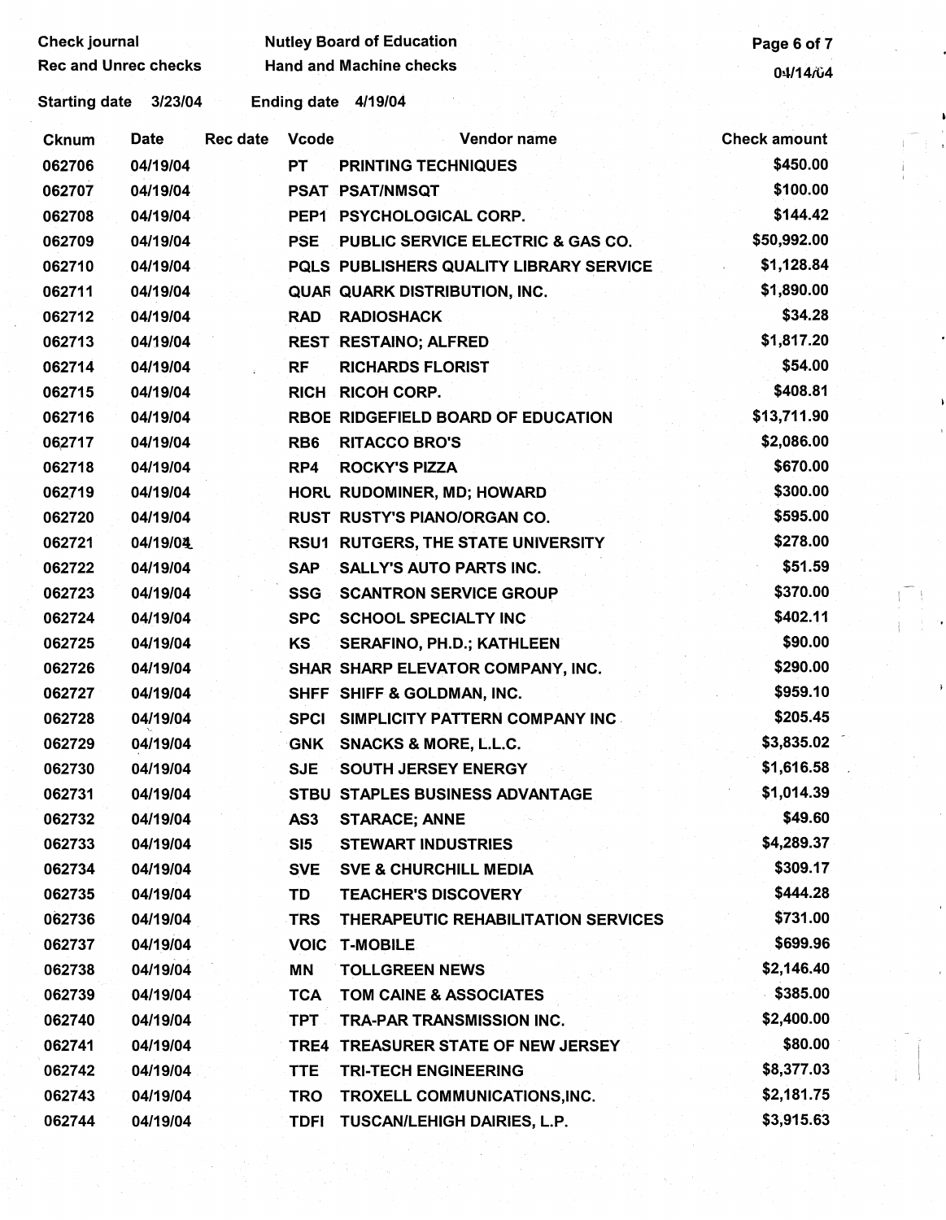Check journal　　Nutley Board of Education

Rec and Unrec checks　　Hand and Machine checks

04/14/04

Starting date 3/23/04　　Ending date 4/19/04

| Cknum | Date | Rec date | Vcode | Vendor name | Check amount |
|---|---|---|---|---|---|
| 062706 | 04/19/04 | | PT | PRINTING TECHNIQUES | $450.00 |
| 062707 | 04/19/04 | | PSAT | PSAT/NMSQT | $100.00 |
| 062708 | 04/19/04 | | PEP1 | PSYCHOLOGICAL CORP. | $144.42 |
| 062709 | 04/19/04 | | PSE | PUBLIC SERVICE ELECTRIC & GAS CO. | $50,992.00 |
| 062710 | 04/19/04 | | PQLS | PUBLISHERS QUALITY LIBRARY SERVICE | $1,128.84 |
| 062711 | 04/19/04 | | QUAR | QUARK DISTRIBUTION, INC. | $1,890.00 |
| 062712 | 04/19/04 | | RAD | RADIOSHACK | $34.28 |
| 062713 | 04/19/04 | | REST | RESTAINO; ALFRED | $1,817.20 |
| 062714 | 04/19/04 | | RF | RICHARDS FLORIST | $54.00 |
| 062715 | 04/19/04 | | RICH | RICOH CORP. | $408.81 |
| 062716 | 04/19/04 | | RBOE | RIDGEFIELD BOARD OF EDUCATION | $13,711.90 |
| 062717 | 04/19/04 | | RB6 | RITACCO BRO'S | $2,086.00 |
| 062718 | 04/19/04 | | RP4 | ROCKY'S PIZZA | $670.00 |
| 062719 | 04/19/04 | | HORL | RUDOMINER, MD; HOWARD | $300.00 |
| 062720 | 04/19/04 | | RUST | RUSTY'S PIANO/ORGAN CO. | $595.00 |
| 062721 | 04/19/04 | | RSU1 | RUTGERS, THE STATE UNIVERSITY | $278.00 |
| 062722 | 04/19/04 | | SAP | SALLY'S AUTO PARTS INC. | $51.59 |
| 062723 | 04/19/04 | | SSG | SCANTRON SERVICE GROUP | $370.00 |
| 062724 | 04/19/04 | | SPC | SCHOOL SPECIALTY INC | $402.11 |
| 062725 | 04/19/04 | | KS | SERAFINO, PH.D.; KATHLEEN | $90.00 |
| 062726 | 04/19/04 | | SHAR | SHARP ELEVATOR COMPANY, INC. | $290.00 |
| 062727 | 04/19/04 | | SHFF | SHIFF & GOLDMAN, INC. | $959.10 |
| 062728 | 04/19/04 | | SPCI | SIMPLICITY PATTERN COMPANY INC | $205.45 |
| 062729 | 04/19/04 | | GNK | SNACKS & MORE, L.L.C. | $3,835.02 |
| 062730 | 04/19/04 | | SJE | SOUTH JERSEY ENERGY | $1,616.58 |
| 062731 | 04/19/04 | | STBU | STAPLES BUSINESS ADVANTAGE | $1,014.39 |
| 062732 | 04/19/04 | | AS3 | STARACE; ANNE | $49.60 |
| 062733 | 04/19/04 | | SI5 | STEWART INDUSTRIES | $4,289.37 |
| 062734 | 04/19/04 | | SVE | SVE & CHURCHILL MEDIA | $309.17 |
| 062735 | 04/19/04 | | TD | TEACHER'S DISCOVERY | $444.28 |
| 062736 | 04/19/04 | | TRS | THERAPEUTIC REHABILITATION SERVICES | $731.00 |
| 062737 | 04/19/04 | | VOIC | T-MOBILE | $699.96 |
| 062738 | 04/19/04 | | MN | TOLLGREEN NEWS | $2,146.40 |
| 062739 | 04/19/04 | | TCA | TOM CAINE & ASSOCIATES | $385.00 |
| 062740 | 04/19/04 | | TPT | TRA-PAR TRANSMISSION INC. | $2,400.00 |
| 062741 | 04/19/04 | | TRE4 | TREASURER STATE OF NEW JERSEY | $80.00 |
| 062742 | 04/19/04 | | TTE | TRI-TECH ENGINEERING | $8,377.03 |
| 062743 | 04/19/04 | | TRO | TROXELL COMMUNICATIONS,INC. | $2,181.75 |
| 062744 | 04/19/04 | | TDFI | TUSCAN/LEHIGH DAIRIES, L.P. | $3,915.63 |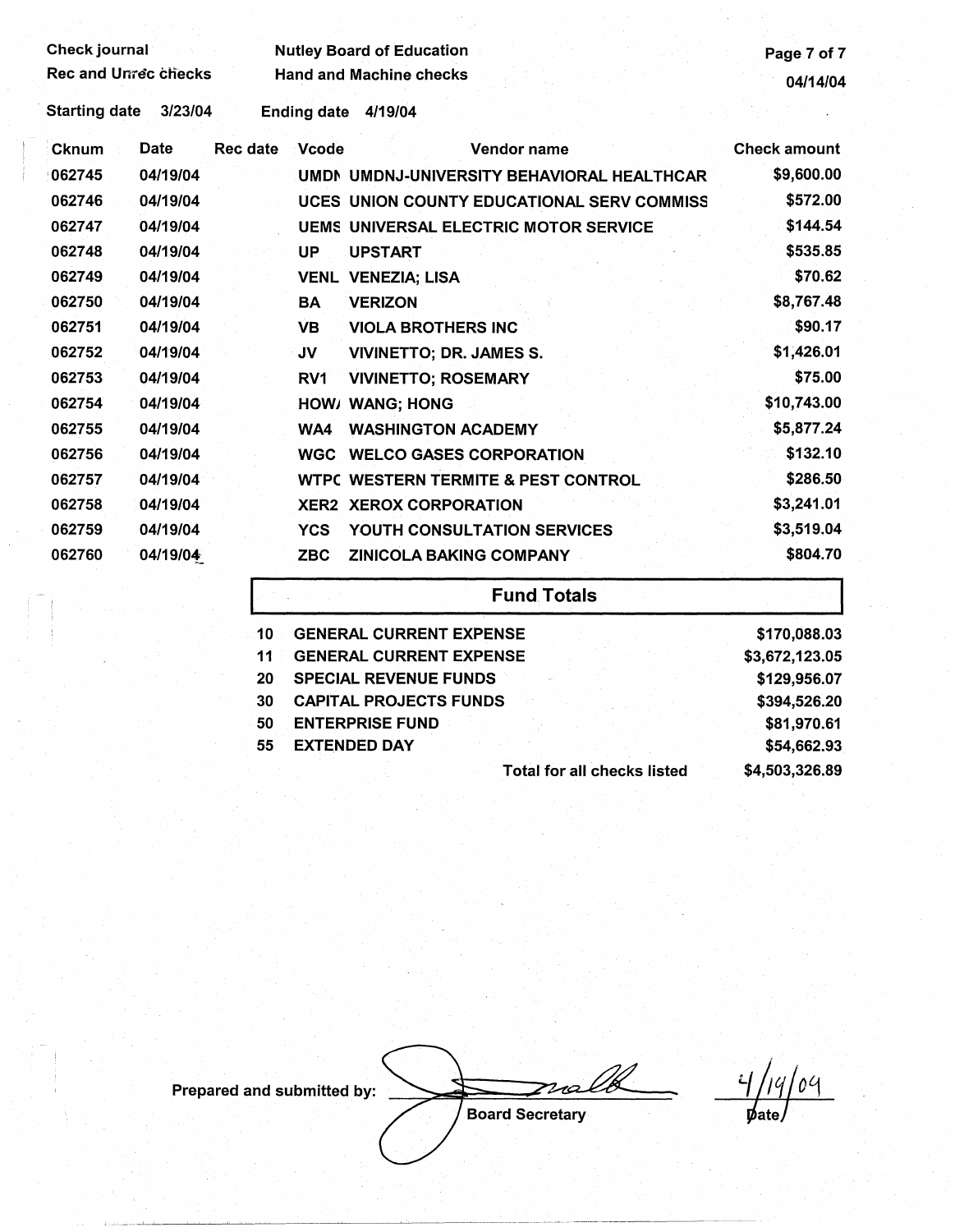| Cknum | Date | Rec date | Vcode | Vendor name | Check amount |
|---|---|---|---|---|---|
| 062745 | 04/19/04 | | UMDN | UMDNJ-UNIVERSITY BEHAVIORAL HEALTHCAR | $9,600.00 |
| 062746 | 04/19/04 | | UCES | UNION COUNTY EDUCATIONAL SERV COMMISS | $572.00 |
| 062747 | 04/19/04 | | UEMS | UNIVERSAL ELECTRIC MOTOR SERVICE | $144.54 |
| 062748 | 04/19/04 | | UP | UPSTART | $535.85 |
| 062749 | 04/19/04 | | VENL | VENEZIA; LISA | $70.62 |
| 062750 | 04/19/04 | | BA | VERIZON | $8,767.48 |
| 062751 | 04/19/04 | | VB | VIOLA BROTHERS INC | $90.17 |
| 062752 | 04/19/04 | | JV | VIVINETTO; DR. JAMES S. | $1,426.01 |
| 062753 | 04/19/04 | | RV1 | VIVINETTO; ROSEMARY | $75.00 |
| 062754 | 04/19/04 | | HOW/ | WANG; HONG | $10,743.00 |
| 062755 | 04/19/04 | | WA4 | WASHINGTON ACADEMY | $5,877.24 |
| 062756 | 04/19/04 | | WGC | WELCO GASES CORPORATION | $132.10 |
| 062757 | 04/19/04 | | WTPC | WESTERN TERMITE & PEST CONTROL | $286.50 |
| 062758 | 04/19/04 | | XER2 | XEROX CORPORATION | $3,241.01 |
| 062759 | 04/19/04 | | YCS | YOUTH CONSULTATION SERVICES | $3,519.04 |
| 062760 | 04/19/04 | | ZBC | ZINICOLA BAKING COMPANY | $804.70 |

## Fund Totals

| | | |
|---|---|---|
| 10 | GENERAL CURRENT EXPENSE | $170,088.03 |
| 11 | GENERAL CURRENT EXPENSE | $3,672,123.05 |
| 20 | SPECIAL REVENUE FUNDS | $129,956.07 |
| 30 | CAPITAL PROJECTS FUNDS | $394,526.20 |
| 50 | ENTERPRISE FUND | $81,970.61 |
| 55 | EXTENDED DAY | $54,662.93 |
| | Total for all checks listed | $4,503,326.89 |

Prepared and submitted by: ____________________ Board Secretary

4/19/04
Date